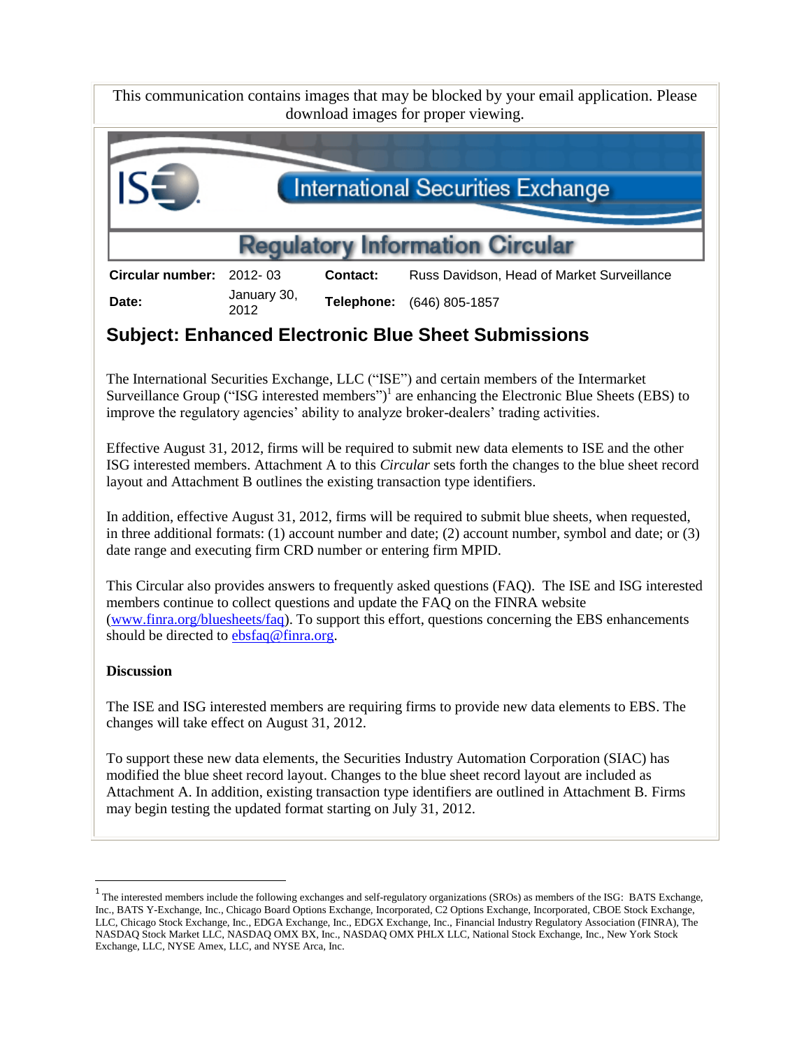This communication contains images that may be blocked by your email application. Please download images for proper viewing.

International Securities Exchange

# Regulatory Information Circular

| **Circular number:** | 2012- 03 | **Contact:** | Russ Davidson, Head of Market Surveillance |
| --- | --- | --- | --- |
| **Date:** | January 30, 2012 | **Telephone:** | (646) 805-1857 |

## Subject: Enhanced Electronic Blue Sheet Submissions

The International Securities Exchange, LLC ("ISE") and certain members of the Intermarket Surveillance Group ("ISG interested members")[1] are enhancing the Electronic Blue Sheets (EBS) to improve the regulatory agencies' ability to analyze broker-dealers' trading activities.

Effective August 31, 2012, firms will be required to submit new data elements to ISE and the other ISG interested members. Attachment A to this *Circular* sets forth the changes to the blue sheet record layout and Attachment B outlines the existing transaction type identifiers.

In addition, effective August 31, 2012, firms will be required to submit blue sheets, when requested, in three additional formats: (1) account number and date; (2) account number, symbol and date; or (3) date range and executing firm CRD number or entering firm MPID.

This Circular also provides answers to frequently asked questions (FAQ). The ISE and ISG interested members continue to collect questions and update the FAQ on the FINRA website (www.finra.org/bluesheets/faq). To support this effort, questions concerning the EBS enhancements should be directed to ebsfaq@finra.org.

**Discussion**

The ISE and ISG interested members are requiring firms to provide new data elements to EBS. The changes will take effect on August 31, 2012.

To support these new data elements, the Securities Industry Automation Corporation (SIAC) has modified the blue sheet record layout. Changes to the blue sheet record layout are included as Attachment A. In addition, existing transaction type identifiers are outlined in Attachment B. Firms may begin testing the updated format starting on July 31, 2012.

---

[1] The interested members include the following exchanges and self-regulatory organizations (SROs) as members of the ISG: BATS Exchange, Inc., BATS Y-Exchange, Inc., Chicago Board Options Exchange, Incorporated, C2 Options Exchange, Incorporated, CBOE Stock Exchange, LLC, Chicago Stock Exchange, Inc., EDGA Exchange, Inc., EDGX Exchange, Inc., Financial Industry Regulatory Association (FINRA), The NASDAQ Stock Market LLC, NASDAQ OMX BX, Inc., NASDAQ OMX PHLX LLC, National Stock Exchange, Inc., New York Stock Exchange, LLC, NYSE Amex, LLC, and NYSE Arca, Inc.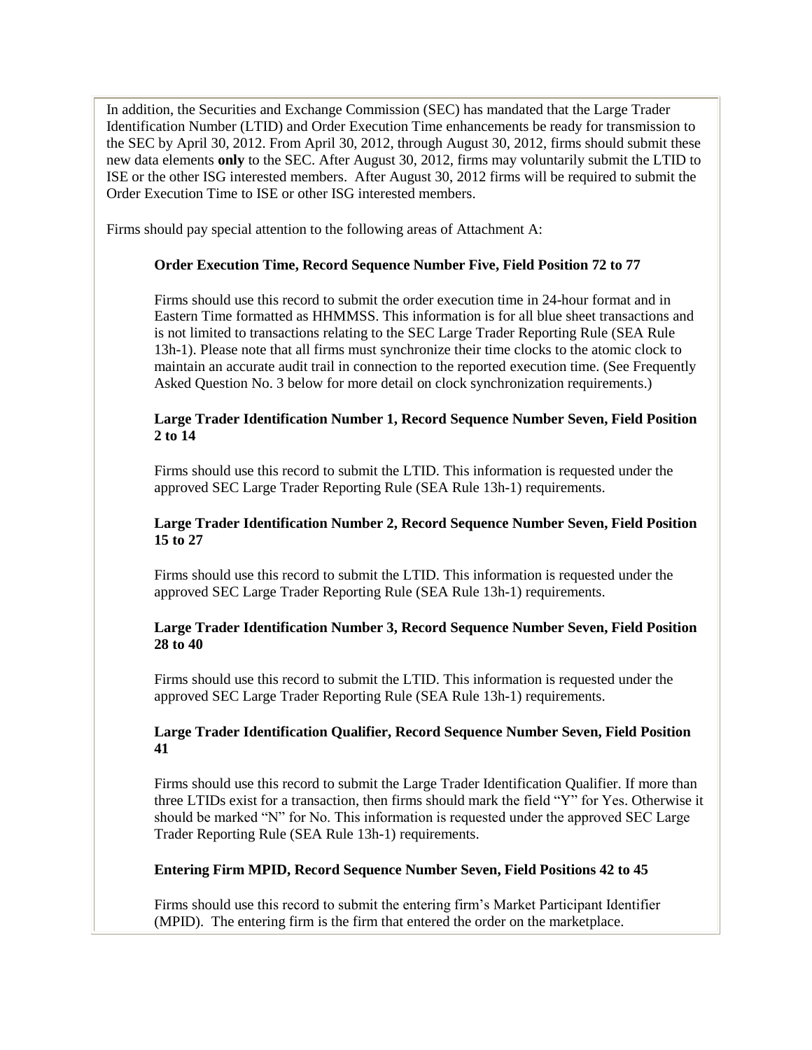In addition, the Securities and Exchange Commission (SEC) has mandated that the Large Trader Identification Number (LTID) and Order Execution Time enhancements be ready for transmission to the SEC by April 30, 2012. From April 30, 2012, through August 30, 2012, firms should submit these new data elements **only** to the SEC. After August 30, 2012, firms may voluntarily submit the LTID to ISE or the other ISG interested members. After August 30, 2012 firms will be required to submit the Order Execution Time to ISE or other ISG interested members.

Firms should pay special attention to the following areas of Attachment A:

**Order Execution Time, Record Sequence Number Five, Field Position 72 to 77**

Firms should use this record to submit the order execution time in 24-hour format and in Eastern Time formatted as HHMMSS. This information is for all blue sheet transactions and is not limited to transactions relating to the SEC Large Trader Reporting Rule (SEA Rule 13h-1). Please note that all firms must synchronize their time clocks to the atomic clock to maintain an accurate audit trail in connection to the reported execution time. (See Frequently Asked Question No. 3 below for more detail on clock synchronization requirements.)

**Large Trader Identification Number 1, Record Sequence Number Seven, Field Position 2 to 14**

Firms should use this record to submit the LTID. This information is requested under the approved SEC Large Trader Reporting Rule (SEA Rule 13h-1) requirements.

**Large Trader Identification Number 2, Record Sequence Number Seven, Field Position 15 to 27**

Firms should use this record to submit the LTID. This information is requested under the approved SEC Large Trader Reporting Rule (SEA Rule 13h-1) requirements.

**Large Trader Identification Number 3, Record Sequence Number Seven, Field Position 28 to 40**

Firms should use this record to submit the LTID. This information is requested under the approved SEC Large Trader Reporting Rule (SEA Rule 13h-1) requirements.

**Large Trader Identification Qualifier, Record Sequence Number Seven, Field Position 41**

Firms should use this record to submit the Large Trader Identification Qualifier. If more than three LTIDs exist for a transaction, then firms should mark the field "Y" for Yes. Otherwise it should be marked "N" for No. This information is requested under the approved SEC Large Trader Reporting Rule (SEA Rule 13h-1) requirements.

**Entering Firm MPID, Record Sequence Number Seven, Field Positions 42 to 45**

Firms should use this record to submit the entering firm's Market Participant Identifier (MPID). The entering firm is the firm that entered the order on the marketplace.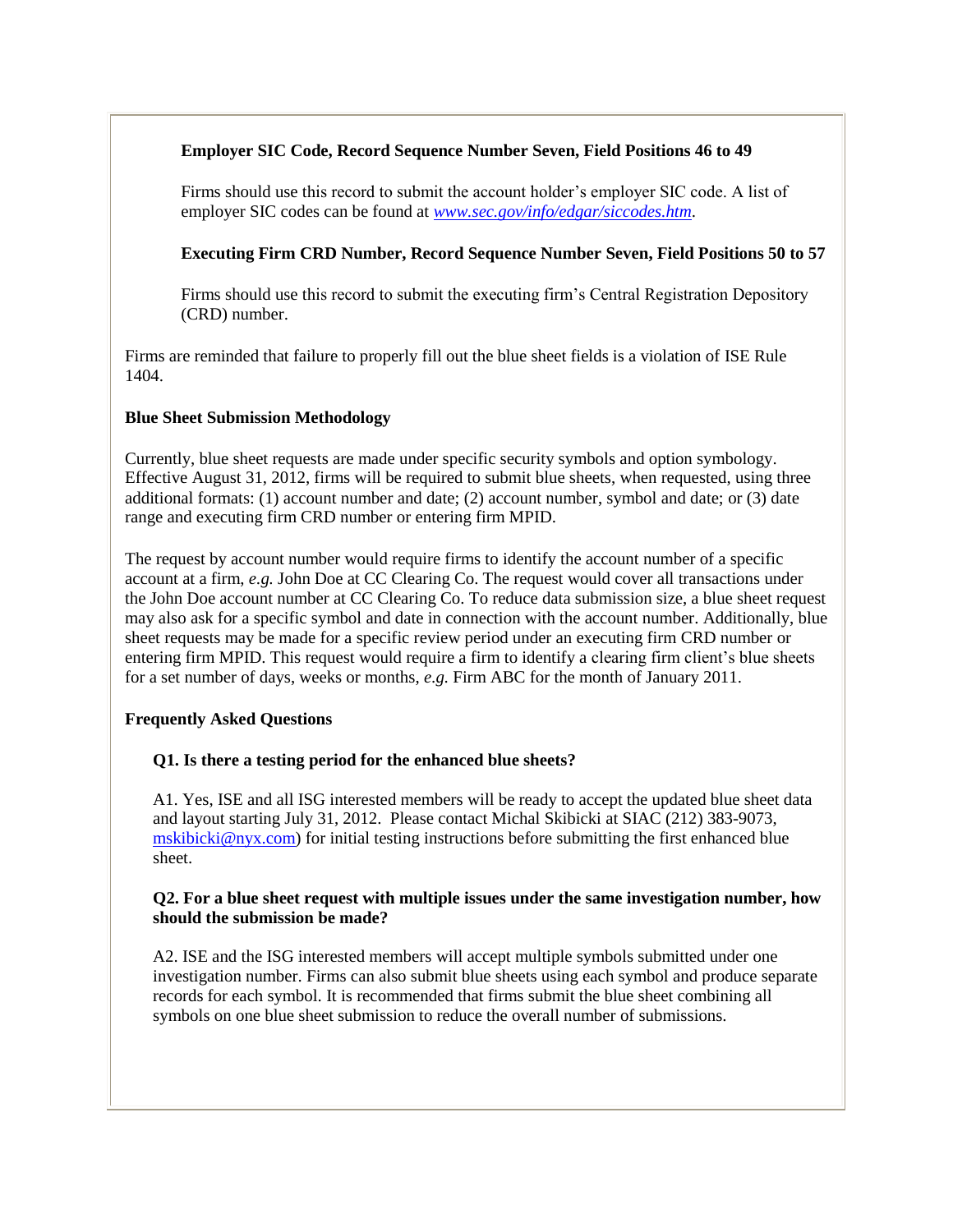**Employer SIC Code, Record Sequence Number Seven, Field Positions 46 to 49**

Firms should use this record to submit the account holder's employer SIC code. A list of employer SIC codes can be found at *www.sec.gov/info/edgar/siccodes.htm*.

**Executing Firm CRD Number, Record Sequence Number Seven, Field Positions 50 to 57**

Firms should use this record to submit the executing firm's Central Registration Depository (CRD) number.

Firms are reminded that failure to properly fill out the blue sheet fields is a violation of ISE Rule 1404.

**Blue Sheet Submission Methodology**

Currently, blue sheet requests are made under specific security symbols and option symbology. Effective August 31, 2012, firms will be required to submit blue sheets, when requested, using three additional formats: (1) account number and date; (2) account number, symbol and date; or (3) date range and executing firm CRD number or entering firm MPID.

The request by account number would require firms to identify the account number of a specific account at a firm, *e.g.* John Doe at CC Clearing Co. The request would cover all transactions under the John Doe account number at CC Clearing Co. To reduce data submission size, a blue sheet request may also ask for a specific symbol and date in connection with the account number. Additionally, blue sheet requests may be made for a specific review period under an executing firm CRD number or entering firm MPID. This request would require a firm to identify a clearing firm client's blue sheets for a set number of days, weeks or months, *e.g.* Firm ABC for the month of January 2011.

**Frequently Asked Questions**

**Q1. Is there a testing period for the enhanced blue sheets?**

A1. Yes, ISE and all ISG interested members will be ready to accept the updated blue sheet data and layout starting July 31, 2012. Please contact Michal Skibicki at SIAC (212) 383-9073, mskibicki@nyx.com) for initial testing instructions before submitting the first enhanced blue sheet.

**Q2. For a blue sheet request with multiple issues under the same investigation number, how should the submission be made?**

A2. ISE and the ISG interested members will accept multiple symbols submitted under one investigation number. Firms can also submit blue sheets using each symbol and produce separate records for each symbol. It is recommended that firms submit the blue sheet combining all symbols on one blue sheet submission to reduce the overall number of submissions.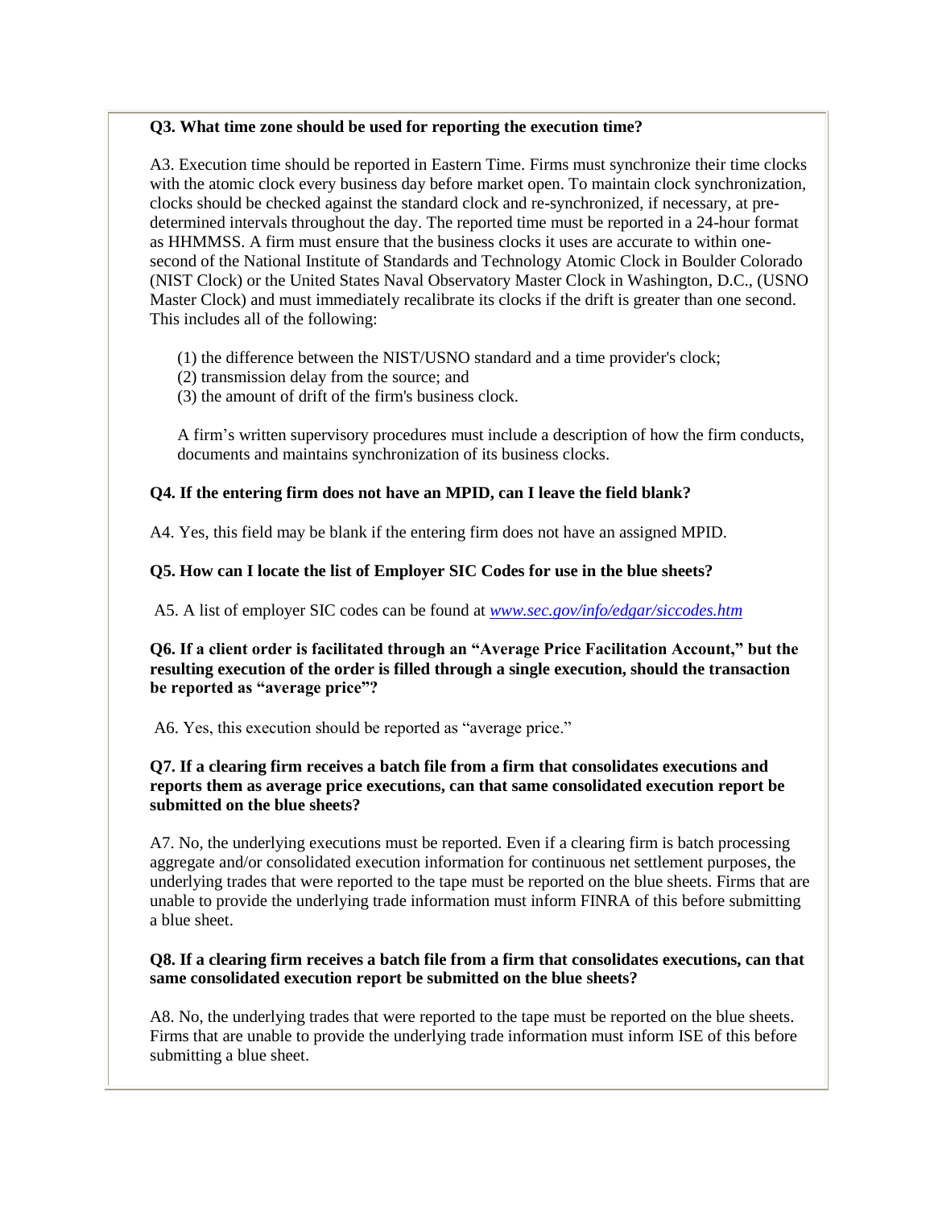**Q3. What time zone should be used for reporting the execution time?**

A3. Execution time should be reported in Eastern Time. Firms must synchronize their time clocks with the atomic clock every business day before market open. To maintain clock synchronization, clocks should be checked against the standard clock and re-synchronized, if necessary, at pre-determined intervals throughout the day. The reported time must be reported in a 24-hour format as HHMMSS. A firm must ensure that the business clocks it uses are accurate to within one-second of the National Institute of Standards and Technology Atomic Clock in Boulder Colorado (NIST Clock) or the United States Naval Observatory Master Clock in Washington, D.C., (USNO Master Clock) and must immediately recalibrate its clocks if the drift is greater than one second. This includes all of the following:

(1) the difference between the NIST/USNO standard and a time provider's clock;
(2) transmission delay from the source; and
(3) the amount of drift of the firm's business clock.

A firm's written supervisory procedures must include a description of how the firm conducts, documents and maintains synchronization of its business clocks.

**Q4. If the entering firm does not have an MPID, can I leave the field blank?**

A4. Yes, this field may be blank if the entering firm does not have an assigned MPID.

**Q5. How can I locate the list of Employer SIC Codes for use in the blue sheets?**

A5. A list of employer SIC codes can be found at *www.sec.gov/info/edgar/siccodes.htm*

**Q6. If a client order is facilitated through an "Average Price Facilitation Account," but the resulting execution of the order is filled through a single execution, should the transaction be reported as "average price"?**

A6. Yes, this execution should be reported as "average price."

**Q7. If a clearing firm receives a batch file from a firm that consolidates executions and reports them as average price executions, can that same consolidated execution report be submitted on the blue sheets?**

A7. No, the underlying executions must be reported. Even if a clearing firm is batch processing aggregate and/or consolidated execution information for continuous net settlement purposes, the underlying trades that were reported to the tape must be reported on the blue sheets. Firms that are unable to provide the underlying trade information must inform FINRA of this before submitting a blue sheet.

**Q8. If a clearing firm receives a batch file from a firm that consolidates executions, can that same consolidated execution report be submitted on the blue sheets?**

A8. No, the underlying trades that were reported to the tape must be reported on the blue sheets. Firms that are unable to provide the underlying trade information must inform ISE of this before submitting a blue sheet.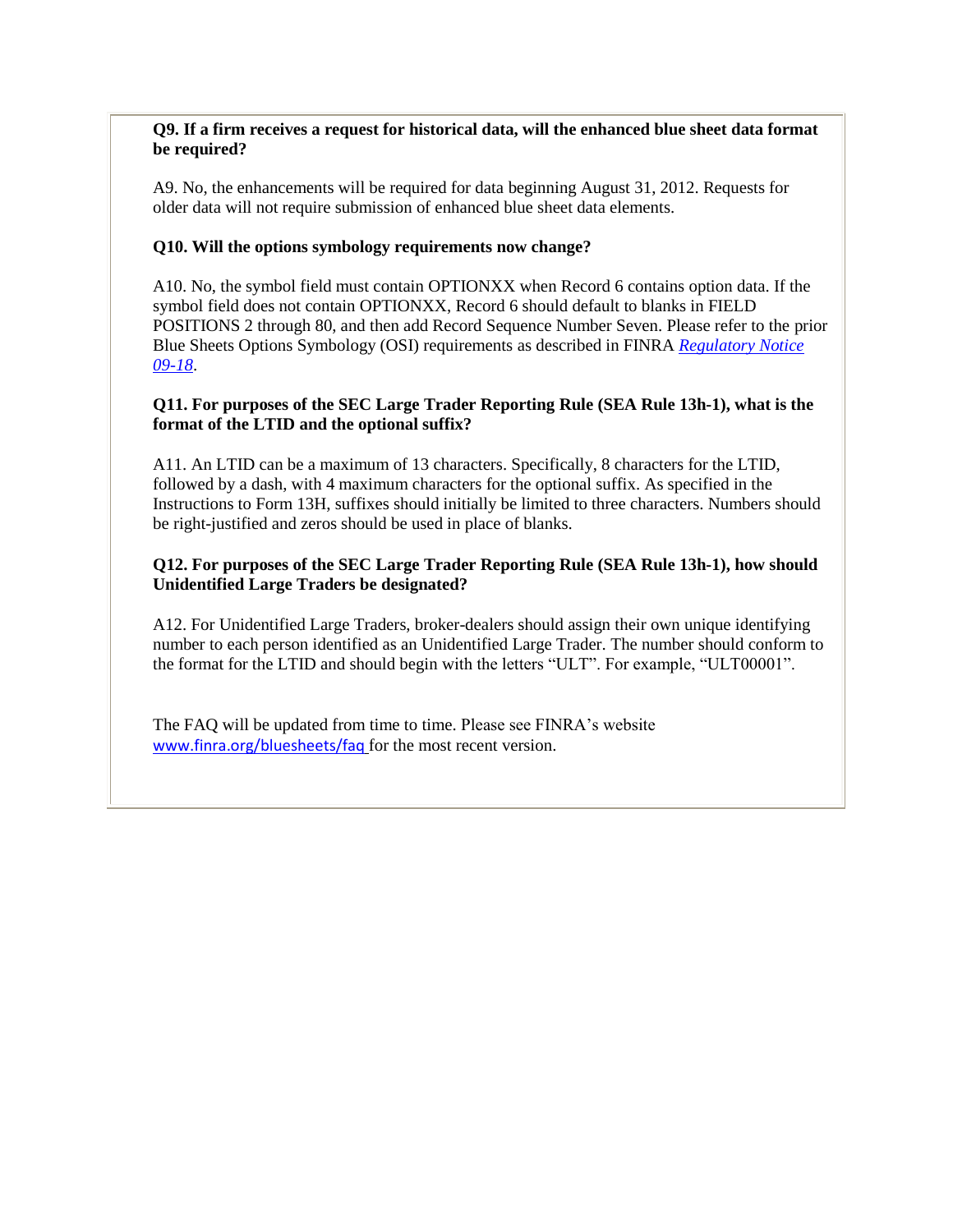**Q9. If a firm receives a request for historical data, will the enhanced blue sheet data format be required?**

A9. No, the enhancements will be required for data beginning August 31, 2012. Requests for older data will not require submission of enhanced blue sheet data elements.

**Q10. Will the options symbology requirements now change?**

A10. No, the symbol field must contain OPTIONXX when Record 6 contains option data. If the symbol field does not contain OPTIONXX, Record 6 should default to blanks in FIELD POSITIONS 2 through 80, and then add Record Sequence Number Seven. Please refer to the prior Blue Sheets Options Symbology (OSI) requirements as described in FINRA *Regulatory Notice 09-18*.

**Q11. For purposes of the SEC Large Trader Reporting Rule (SEA Rule 13h-1), what is the format of the LTID and the optional suffix?**

A11. An LTID can be a maximum of 13 characters. Specifically, 8 characters for the LTID, followed by a dash, with 4 maximum characters for the optional suffix. As specified in the Instructions to Form 13H, suffixes should initially be limited to three characters. Numbers should be right-justified and zeros should be used in place of blanks.

**Q12. For purposes of the SEC Large Trader Reporting Rule (SEA Rule 13h-1), how should Unidentified Large Traders be designated?**

A12. For Unidentified Large Traders, broker-dealers should assign their own unique identifying number to each person identified as an Unidentified Large Trader. The number should conform to the format for the LTID and should begin with the letters "ULT". For example, "ULT00001".

The FAQ will be updated from time to time. Please see FINRA's website www.finra.org/bluesheets/faq for the most recent version.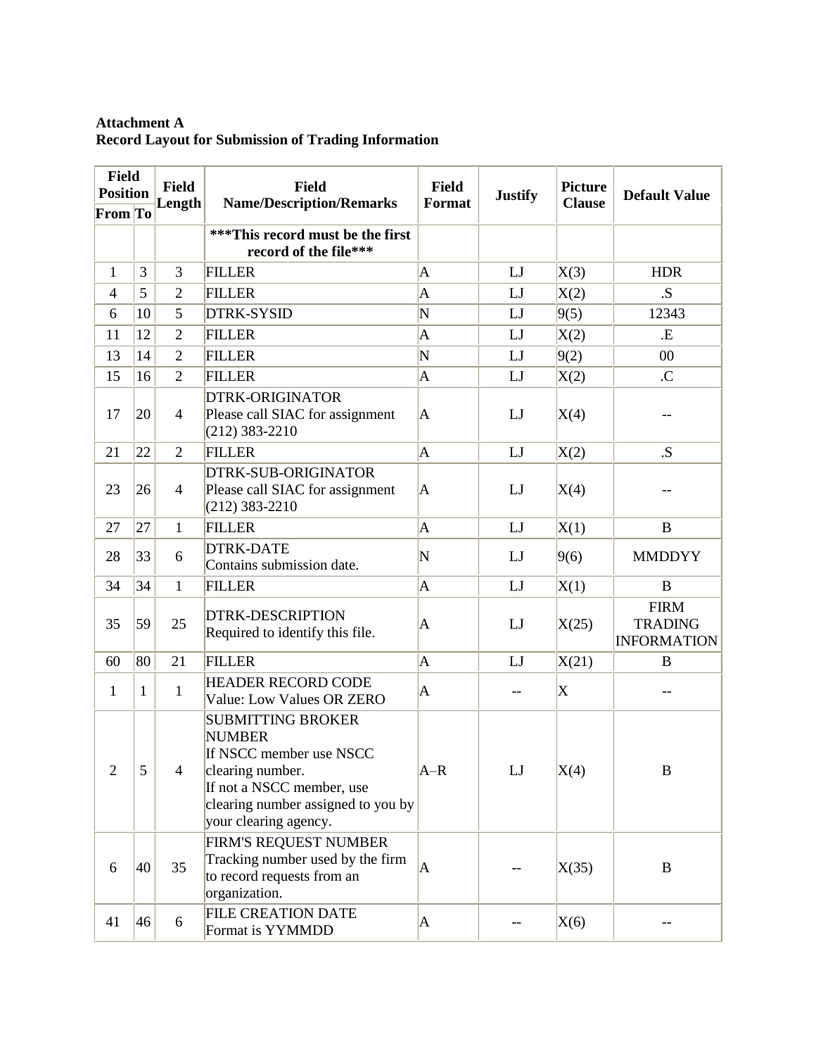**Attachment A**
**Record Layout for Submission of Trading Information**

| Field Position | | Field Length | Field Name/Description/Remarks | Field Format | Justify | Picture Clause | Default Value |
|---|---|---|---|---|---|---|---|
| From | To | | | | | | |
| | | | **\*\*\*This record must be the first record of the file\*\*\*** | | | | |
| 1 | 3 | 3 | FILLER | A | LJ | X(3) | HDR |
| 4 | 5 | 2 | FILLER | A | LJ | X(2) | .S |
| 6 | 10 | 5 | DTRK-SYSID | N | LJ | 9(5) | 12343 |
| 11 | 12 | 2 | FILLER | A | LJ | X(2) | .E |
| 13 | 14 | 2 | FILLER | N | LJ | 9(2) | 00 |
| 15 | 16 | 2 | FILLER | A | LJ | X(2) | .C |
| 17 | 20 | 4 | DTRK-ORIGINATOR<br>Please call SIAC for assignment (212) 383-2210 | A | LJ | X(4) | -- |
| 21 | 22 | 2 | FILLER | A | LJ | X(2) | .S |
| 23 | 26 | 4 | DTRK-SUB-ORIGINATOR<br>Please call SIAC for assignment (212) 383-2210 | A | LJ | X(4) | -- |
| 27 | 27 | 1 | FILLER | A | LJ | X(1) | B |
| 28 | 33 | 6 | DTRK-DATE<br>Contains submission date. | N | LJ | 9(6) | MMDDYY |
| 34 | 34 | 1 | FILLER | A | LJ | X(1) | B |
| 35 | 59 | 25 | DTRK-DESCRIPTION<br>Required to identify this file. | A | LJ | X(25) | FIRM TRADING INFORMATION |
| 60 | 80 | 21 | FILLER | A | LJ | X(21) | B |
| 1 | 1 | 1 | HEADER RECORD CODE<br>Value: Low Values OR ZERO | A | -- | X | -- |
| 2 | 5 | 4 | SUBMITTING BROKER NUMBER<br>If NSCC member use NSCC clearing number.<br>If not a NSCC member, use clearing number assigned to you by your clearing agency. | A–R | LJ | X(4) | B |
| 6 | 40 | 35 | FIRM'S REQUEST NUMBER<br>Tracking number used by the firm to record requests from an organization. | A | -- | X(35) | B |
| 41 | 46 | 6 | FILE CREATION DATE<br>Format is YYMMDD | A | -- | X(6) | -- |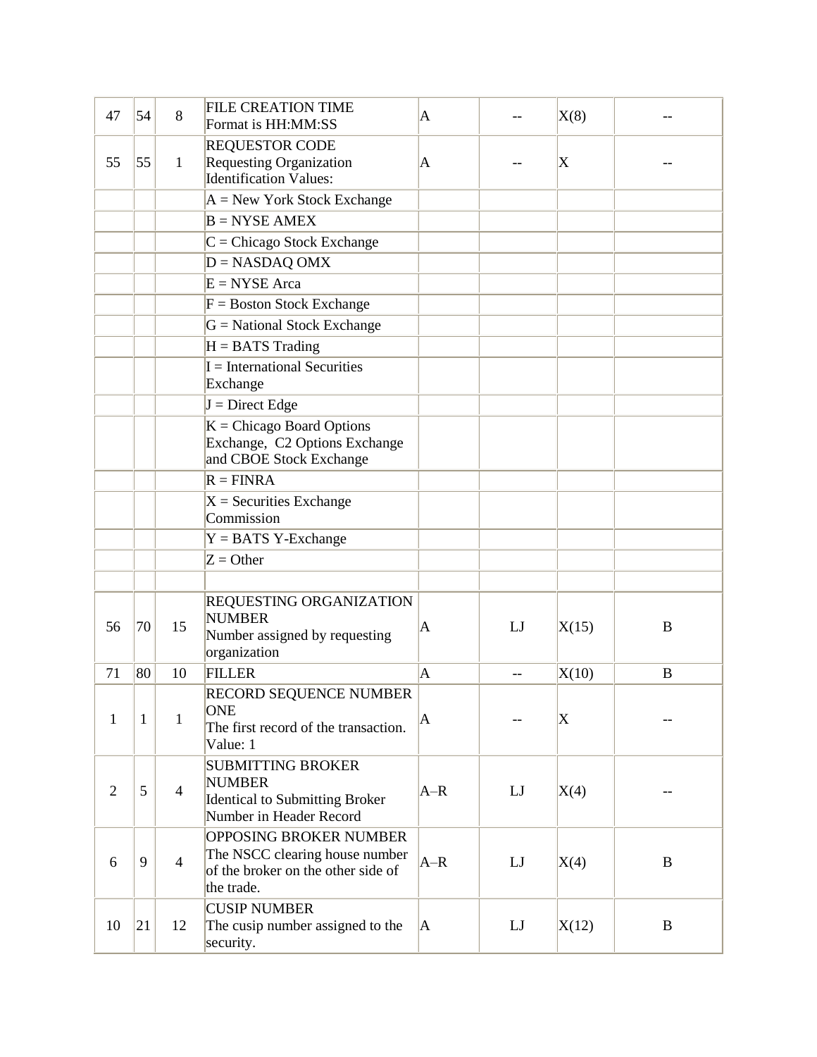| | | | | | | | |
|---|---|---|---|---|---|---|---|
| 47 | 54 | 8 | FILE CREATION TIME<br>Format is HH:MM:SS | A | -- | X(8) | -- |
| 55 | 55 | 1 | REQUESTOR CODE<br>Requesting Organization Identification Values: | A | -- | X | -- |
| | | | A = New York Stock Exchange | | | | |
| | | | B = NYSE AMEX | | | | |
| | | | C = Chicago Stock Exchange | | | | |
| | | | D = NASDAQ OMX | | | | |
| | | | E = NYSE Arca | | | | |
| | | | F = Boston Stock Exchange | | | | |
| | | | G = National Stock Exchange | | | | |
| | | | H = BATS Trading | | | | |
| | | | I = International Securities Exchange | | | | |
| | | | J = Direct Edge | | | | |
| | | | K = Chicago Board Options Exchange, C2 Options Exchange and CBOE Stock Exchange | | | | |
| | | | R = FINRA | | | | |
| | | | X = Securities Exchange Commission | | | | |
| | | | Y = BATS Y-Exchange | | | | |
| | | | Z = Other | | | | |
| | | | | | | | |
| 56 | 70 | 15 | REQUESTING ORGANIZATION NUMBER<br>Number assigned by requesting organization | A | LJ | X(15) | B |
| 71 | 80 | 10 | FILLER | A | -- | X(10) | B |
| 1 | 1 | 1 | RECORD SEQUENCE NUMBER ONE<br>The first record of the transaction. Value: 1 | A | -- | X | -- |
| 2 | 5 | 4 | SUBMITTING BROKER NUMBER<br>Identical to Submitting Broker Number in Header Record | A–R | LJ | X(4) | -- |
| 6 | 9 | 4 | OPPOSING BROKER NUMBER<br>The NSCC clearing house number of the broker on the other side of the trade. | A–R | LJ | X(4) | B |
| 10 | 21 | 12 | CUSIP NUMBER<br>The cusip number assigned to the security. | A | LJ | X(12) | B |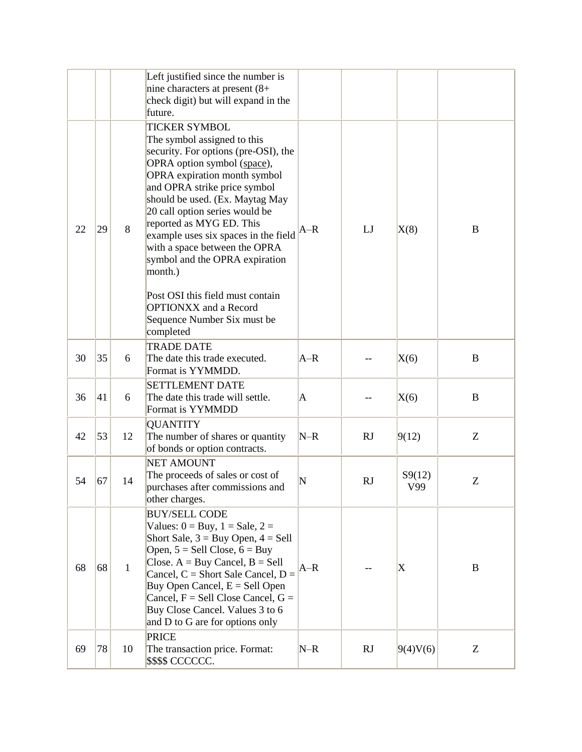| | | | | | | | |
|---|---|---|---|---|---|---|---|
| | | | Left justified since the number is nine characters at present (8+ check digit) but will expand in the future. | | | | |
| 22 | 29 | 8 | TICKER SYMBOL<br>The symbol assigned to this security. For options (pre-OSI), the OPRA option symbol (space), OPRA expiration month symbol and OPRA strike price symbol should be used. (Ex. Maytag May 20 call option series would be reported as MYG ED. This example uses six spaces in the field with a space between the OPRA symbol and the OPRA expiration month.)<br><br>Post OSI this field must contain OPTIONXX and a Record Sequence Number Six must be completed | A–R | LJ | X(8) | B |
| 30 | 35 | 6 | TRADE DATE<br>The date this trade executed. Format is YYMMDD. | A–R | -- | X(6) | B |
| 36 | 41 | 6 | SETTLEMENT DATE<br>The date this trade will settle. Format is YYMMDD | A | -- | X(6) | B |
| 42 | 53 | 12 | QUANTITY<br>The number of shares or quantity of bonds or option contracts. | N–R | RJ | 9(12) | Z |
| 54 | 67 | 14 | NET AMOUNT<br>The proceeds of sales or cost of purchases after commissions and other charges. | N | RJ | S9(12) V99 | Z |
| 68 | 68 | 1 | BUY/SELL CODE<br>Values: 0 = Buy, 1 = Sale, 2 = Short Sale, 3 = Buy Open, 4 = Sell Open, 5 = Sell Close, 6 = Buy Close. A = Buy Cancel, B = Sell Cancel, C = Short Sale Cancel, D = Buy Open Cancel, E = Sell Open Cancel, F = Sell Close Cancel, G = Buy Close Cancel. Values 3 to 6 and D to G are for options only | A–R | -- | X | B |
| 69 | 78 | 10 | PRICE<br>The transaction price. Format: $$$$ CCCCCC. | N–R | RJ | 9(4)V(6) | Z |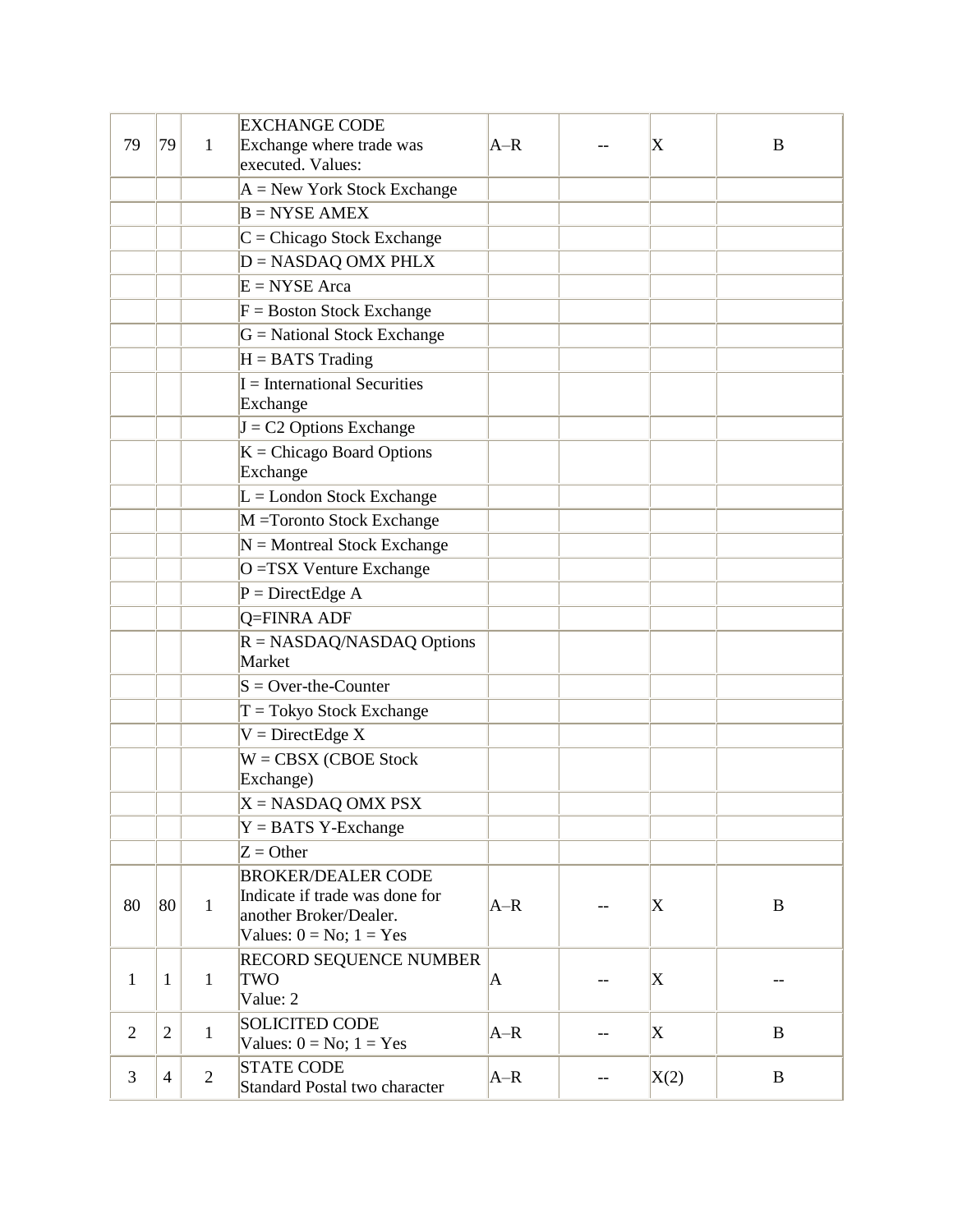| | | | | | | | |
|---|---|---|---|---|---|---|---|
| 79 | 79 | 1 | EXCHANGE CODE<br>Exchange where trade was executed. Values: | A–R | -- | X | B |
| | | | A = New York Stock Exchange | | | | |
| | | | B = NYSE AMEX | | | | |
| | | | C = Chicago Stock Exchange | | | | |
| | | | D = NASDAQ OMX PHLX | | | | |
| | | | E = NYSE Arca | | | | |
| | | | F = Boston Stock Exchange | | | | |
| | | | G = National Stock Exchange | | | | |
| | | | H = BATS Trading | | | | |
| | | | I = International Securities Exchange | | | | |
| | | | J = C2 Options Exchange | | | | |
| | | | K = Chicago Board Options Exchange | | | | |
| | | | L = London Stock Exchange | | | | |
| | | | M =Toronto Stock Exchange | | | | |
| | | | N = Montreal Stock Exchange | | | | |
| | | | O =TSX Venture Exchange | | | | |
| | | | P = DirectEdge A | | | | |
| | | | Q=FINRA ADF | | | | |
| | | | R = NASDAQ/NASDAQ Options Market | | | | |
| | | | S = Over-the-Counter | | | | |
| | | | T = Tokyo Stock Exchange | | | | |
| | | | V = DirectEdge X | | | | |
| | | | W = CBSX (CBOE Stock Exchange) | | | | |
| | | | X = NASDAQ OMX PSX | | | | |
| | | | Y = BATS Y-Exchange | | | | |
| | | | Z = Other | | | | |
| 80 | 80 | 1 | BROKER/DEALER CODE<br>Indicate if trade was done for another Broker/Dealer.<br>Values: 0 = No; 1 = Yes | A–R | -- | X | B |
| 1 | 1 | 1 | RECORD SEQUENCE NUMBER TWO<br>Value: 2 | A | -- | X | -- |
| 2 | 2 | 1 | SOLICITED CODE<br>Values: 0 = No; 1 = Yes | A–R | -- | X | B |
| 3 | 4 | 2 | STATE CODE<br>Standard Postal two character | A–R | -- | X(2) | B |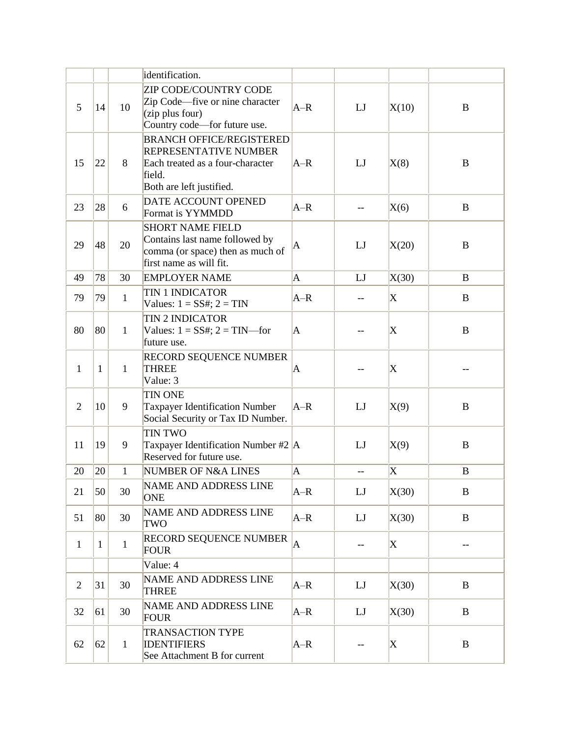| | | | identification. | | | | |
|---|---|---|---|---|---|---|---|
| 5 | 14 | 10 | ZIP CODE/COUNTRY CODE<br>Zip Code—five or nine character (zip plus four)<br>Country code—for future use. | A–R | LJ | X(10) | B |
| 15 | 22 | 8 | BRANCH OFFICE/REGISTERED REPRESENTATIVE NUMBER<br>Each treated as a four-character field.<br>Both are left justified. | A–R | LJ | X(8) | B |
| 23 | 28 | 6 | DATE ACCOUNT OPENED<br>Format is YYMMDD | A–R | -- | X(6) | B |
| 29 | 48 | 20 | SHORT NAME FIELD<br>Contains last name followed by comma (or space) then as much of first name as will fit. | A | LJ | X(20) | B |
| 49 | 78 | 30 | EMPLOYER NAME | A | LJ | X(30) | B |
| 79 | 79 | 1 | TIN 1 INDICATOR<br>Values: 1 = SS#; 2 = TIN | A–R | -- | X | B |
| 80 | 80 | 1 | TIN 2 INDICATOR<br>Values: 1 = SS#; 2 = TIN—for future use. | A | -- | X | B |
| 1 | 1 | 1 | RECORD SEQUENCE NUMBER THREE<br>Value: 3 | A | -- | X | -- |
| 2 | 10 | 9 | TIN ONE<br>Taxpayer Identification Number Social Security or Tax ID Number. | A–R | LJ | X(9) | B |
| 11 | 19 | 9 | TIN TWO<br>Taxpayer Identification Number #2 Reserved for future use. | A | LJ | X(9) | B |
| 20 | 20 | 1 | NUMBER OF N&A LINES | A | -- | X | B |
| 21 | 50 | 30 | NAME AND ADDRESS LINE ONE | A–R | LJ | X(30) | B |
| 51 | 80 | 30 | NAME AND ADDRESS LINE TWO | A–R | LJ | X(30) | B |
| 1 | 1 | 1 | RECORD SEQUENCE NUMBER FOUR | A | -- | X | -- |
| | | | Value: 4 | | | | |
| 2 | 31 | 30 | NAME AND ADDRESS LINE THREE | A–R | LJ | X(30) | B |
| 32 | 61 | 30 | NAME AND ADDRESS LINE FOUR | A–R | LJ | X(30) | B |
| 62 | 62 | 1 | TRANSACTION TYPE IDENTIFIERS<br>See Attachment B for current | A–R | -- | X | B |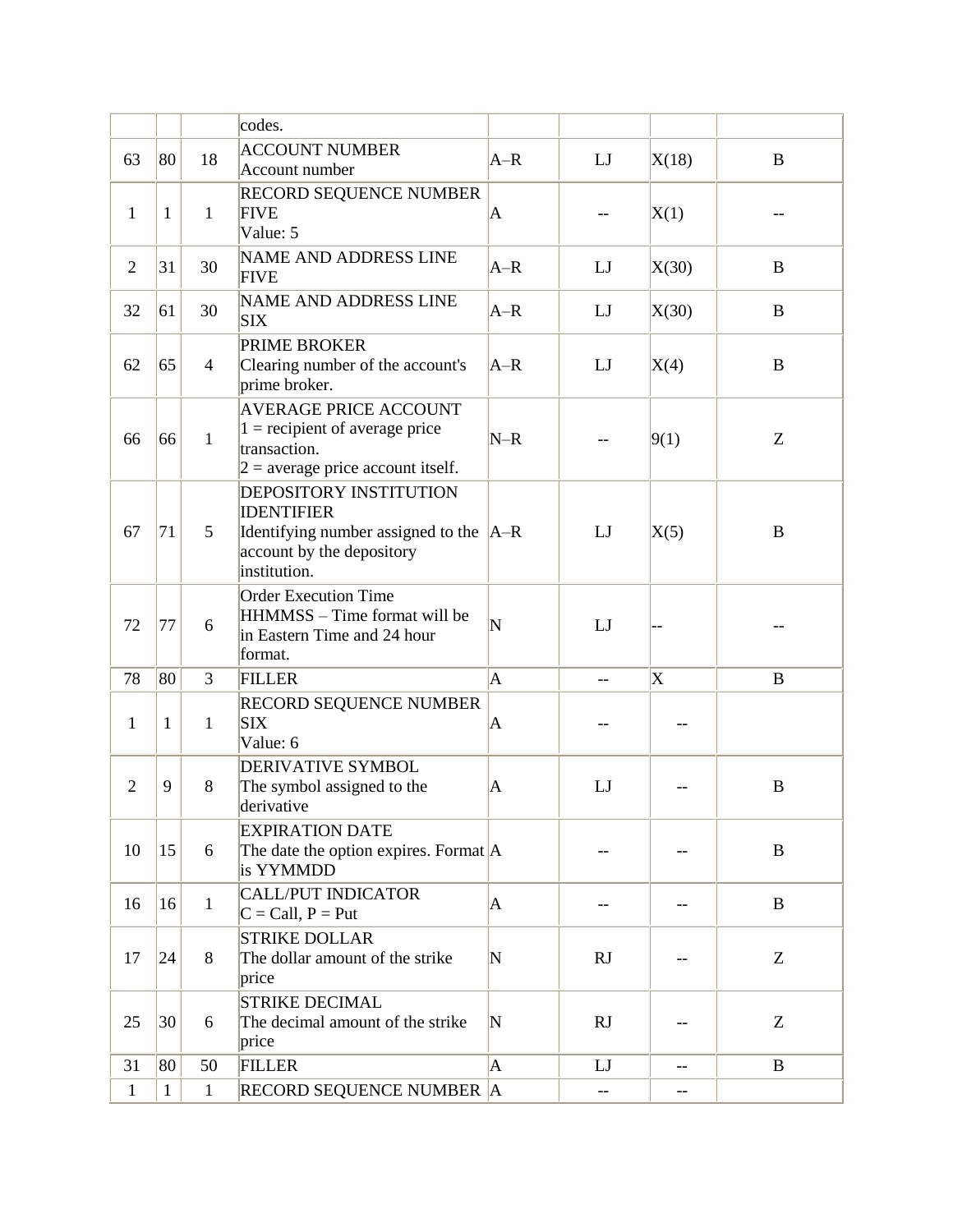| | | | codes. | | | | |
|---|---|---|---|---|---|---|---|
| 63 | 80 | 18 | ACCOUNT NUMBER<br>Account number | A–R | LJ | X(18) | B |
| 1 | 1 | 1 | RECORD SEQUENCE NUMBER FIVE<br>Value: 5 | A | -- | X(1) | -- |
| 2 | 31 | 30 | NAME AND ADDRESS LINE FIVE | A–R | LJ | X(30) | B |
| 32 | 61 | 30 | NAME AND ADDRESS LINE SIX | A–R | LJ | X(30) | B |
| 62 | 65 | 4 | PRIME BROKER<br>Clearing number of the account's prime broker. | A–R | LJ | X(4) | B |
| 66 | 66 | 1 | AVERAGE PRICE ACCOUNT<br>1 = recipient of average price transaction.<br>2 = average price account itself. | N–R | -- | 9(1) | Z |
| 67 | 71 | 5 | DEPOSITORY INSTITUTION IDENTIFIER<br>Identifying number assigned to the account by the depository institution. | A–R | LJ | X(5) | B |
| 72 | 77 | 6 | Order Execution Time<br>HHMMSS – Time format will be in Eastern Time and 24 hour format. | N | LJ | -- | -- |
| 78 | 80 | 3 | FILLER | A | -- | X | B |
| 1 | 1 | 1 | RECORD SEQUENCE NUMBER SIX<br>Value: 6 | A | -- | -- | |
| 2 | 9 | 8 | DERIVATIVE SYMBOL<br>The symbol assigned to the derivative | A | LJ | -- | B |
| 10 | 15 | 6 | EXPIRATION DATE<br>The date the option expires. Format is YYMMDD | A | -- | -- | B |
| 16 | 16 | 1 | CALL/PUT INDICATOR<br>C = Call, P = Put | A | -- | -- | B |
| 17 | 24 | 8 | STRIKE DOLLAR<br>The dollar amount of the strike price | N | RJ | -- | Z |
| 25 | 30 | 6 | STRIKE DECIMAL<br>The decimal amount of the strike price | N | RJ | -- | Z |
| 31 | 80 | 50 | FILLER | A | LJ | -- | B |
| 1 | 1 | 1 | RECORD SEQUENCE NUMBER | A | -- | -- | |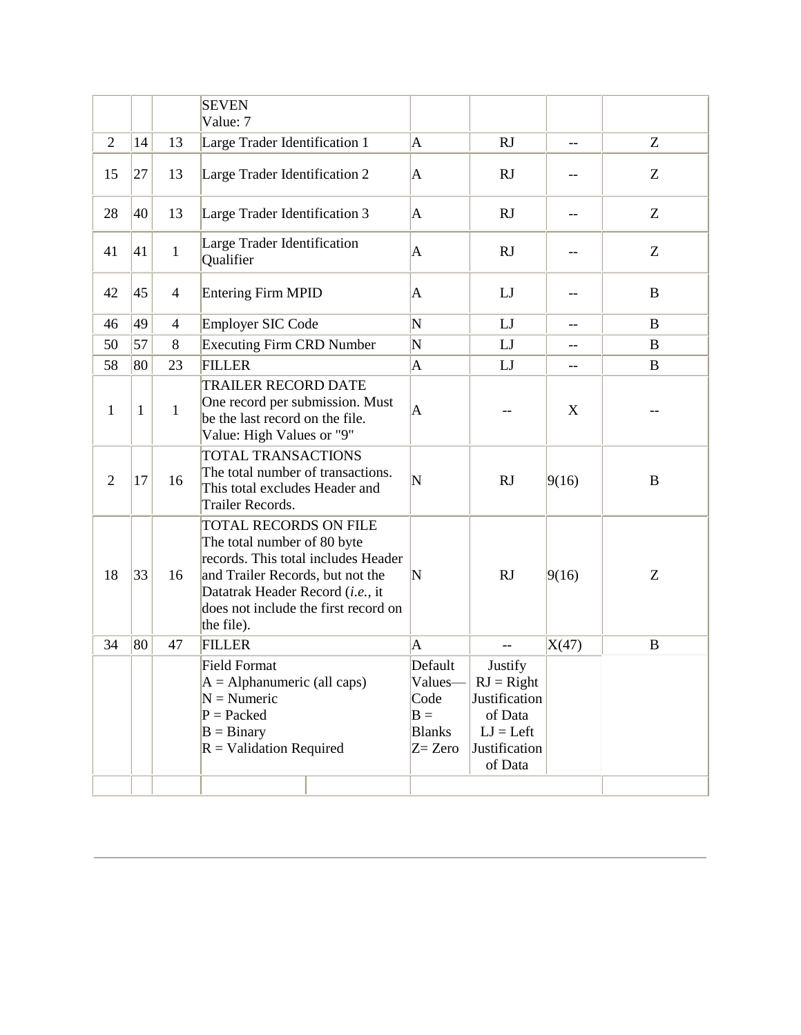| | | | | | | | |
|---|---|---|---|---|---|---|---|
| | | | SEVEN<br>Value: 7 | | | | |
| 2 | 14 | 13 | Large Trader Identification 1 | A | RJ | -- | Z |
| 15 | 27 | 13 | Large Trader Identification 2 | A | RJ | -- | Z |
| 28 | 40 | 13 | Large Trader Identification 3 | A | RJ | -- | Z |
| 41 | 41 | 1 | Large Trader Identification Qualifier | A | RJ | -- | Z |
| 42 | 45 | 4 | Entering Firm MPID | A | LJ | -- | B |
| 46 | 49 | 4 | Employer SIC Code | N | LJ | -- | B |
| 50 | 57 | 8 | Executing Firm CRD Number | N | LJ | -- | B |
| 58 | 80 | 23 | FILLER | A | LJ | -- | B |
| 1 | 1 | 1 | TRAILER RECORD DATE<br>One record per submission. Must be the last record on the file.<br>Value: High Values or "9" | A | -- | X | -- |
| 2 | 17 | 16 | TOTAL TRANSACTIONS<br>The total number of transactions. This total excludes Header and Trailer Records. | N | RJ | 9(16) | B |
| 18 | 33 | 16 | TOTAL RECORDS ON FILE<br>The total number of 80 byte records. This total includes Header and Trailer Records, but not the Datatrak Header Record (*i.e.*, it does not include the first record on the file). | N | RJ | 9(16) | Z |
| 34 | 80 | 47 | FILLER | A | -- | X(47) | B |
| | | | Field Format<br>A = Alphanumeric (all caps)<br>N = Numeric<br>P = Packed<br>B = Binary<br>R = Validation Required | Default Values—Code<br>B = Blanks<br>Z= Zero | Justify<br>RJ = Right Justification of Data<br>LJ = Left Justification of Data | | |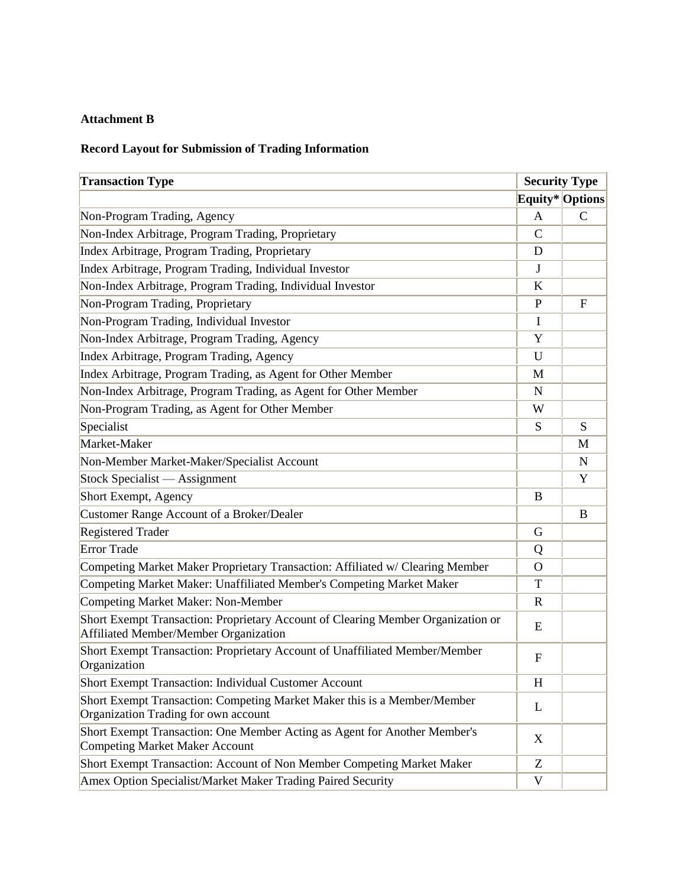**Attachment B**

**Record Layout for Submission of Trading Information**

| Transaction Type | Security Type | |
|---|---|---|
| | Equity* | Options |
| Non-Program Trading, Agency | A | C |
| Non-Index Arbitrage, Program Trading, Proprietary | C | |
| Index Arbitrage, Program Trading, Proprietary | D | |
| Index Arbitrage, Program Trading, Individual Investor | J | |
| Non-Index Arbitrage, Program Trading, Individual Investor | K | |
| Non-Program Trading, Proprietary | P | F |
| Non-Program Trading, Individual Investor | I | |
| Non-Index Arbitrage, Program Trading, Agency | Y | |
| Index Arbitrage, Program Trading, Agency | U | |
| Index Arbitrage, Program Trading, as Agent for Other Member | M | |
| Non-Index Arbitrage, Program Trading, as Agent for Other Member | N | |
| Non-Program Trading, as Agent for Other Member | W | |
| Specialist | S | S |
| Market-Maker | | M |
| Non-Member Market-Maker/Specialist Account | | N |
| Stock Specialist — Assignment | | Y |
| Short Exempt, Agency | B | |
| Customer Range Account of a Broker/Dealer | | B |
| Registered Trader | G | |
| Error Trade | Q | |
| Competing Market Maker Proprietary Transaction: Affiliated w/ Clearing Member | O | |
| Competing Market Maker: Unaffiliated Member's Competing Market Maker | T | |
| Competing Market Maker: Non-Member | R | |
| Short Exempt Transaction: Proprietary Account of Clearing Member Organization or Affiliated Member/Member Organization | E | |
| Short Exempt Transaction: Proprietary Account of Unaffiliated Member/Member Organization | F | |
| Short Exempt Transaction: Individual Customer Account | H | |
| Short Exempt Transaction: Competing Market Maker this is a Member/Member Organization Trading for own account | L | |
| Short Exempt Transaction: One Member Acting as Agent for Another Member's Competing Market Maker Account | X | |
| Short Exempt Transaction: Account of Non Member Competing Market Maker | Z | |
| Amex Option Specialist/Market Maker Trading Paired Security | V | |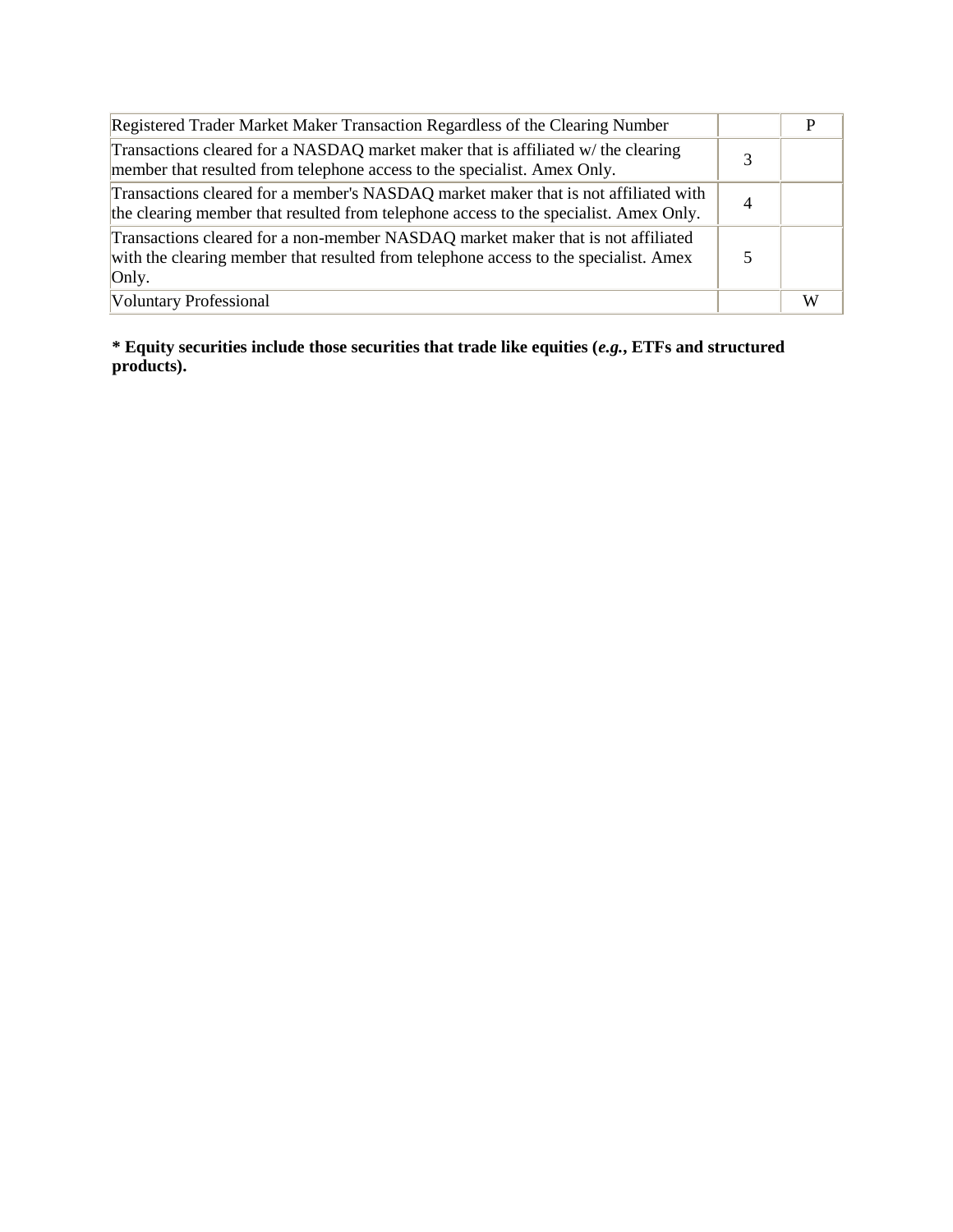| | | |
|---|---|---|
| Registered Trader Market Maker Transaction Regardless of the Clearing Number | | P |
| Transactions cleared for a NASDAQ market maker that is affiliated w/ the clearing member that resulted from telephone access to the specialist. Amex Only. | 3 | |
| Transactions cleared for a member's NASDAQ market maker that is not affiliated with the clearing member that resulted from telephone access to the specialist. Amex Only. | 4 | |
| Transactions cleared for a non-member NASDAQ market maker that is not affiliated with the clearing member that resulted from telephone access to the specialist. Amex Only. | 5 | |
| Voluntary Professional | | W |

**\* Equity securities include those securities that trade like equities (*e.g.*, ETFs and structured products).**